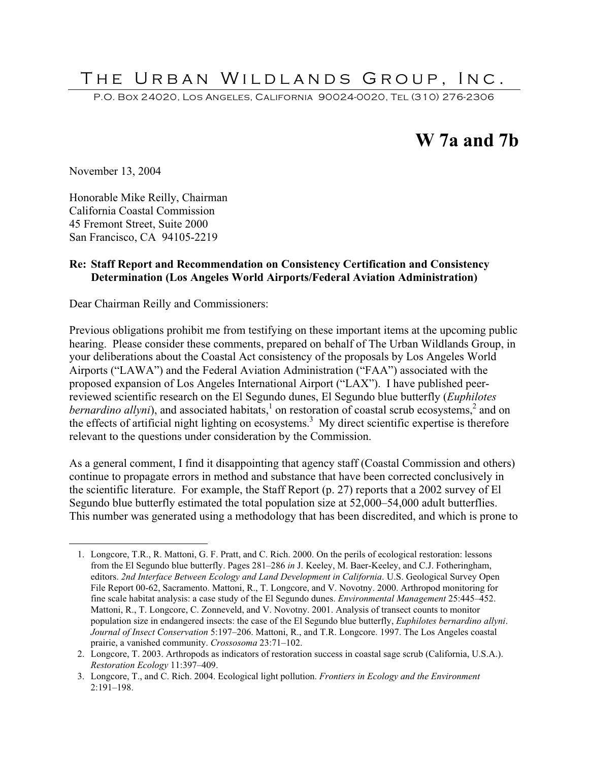# The Urban Wildlands Group, Inc.

P.O. Box 24020, Los Angeles, California 90024-0020, Tel (310) 276-2306

## W 7a and 7b

November 13, 2004

Honorable Mike Reilly, Chairman
California Coastal Commission
45 Fremont Street, Suite 2000
San Francisco, CA 94105-2219

**Re: Staff Report and Recommendation on Consistency Certification and Consistency Determination (Los Angeles World Airports/Federal Aviation Administration)**

Dear Chairman Reilly and Commissioners:

Previous obligations prohibit me from testifying on these important items at the upcoming public hearing. Please consider these comments, prepared on behalf of The Urban Wildlands Group, in your deliberations about the Coastal Act consistency of the proposals by Los Angeles World Airports ("LAWA") and the Federal Aviation Administration ("FAA") associated with the proposed expansion of Los Angeles International Airport ("LAX"). I have published peer-reviewed scientific research on the El Segundo dunes, El Segundo blue butterfly (*Euphilotes bernardino allyni*), and associated habitats,[1] on restoration of coastal scrub ecosystems,[2] and on the effects of artificial night lighting on ecosystems.[3] My direct scientific expertise is therefore relevant to the questions under consideration by the Commission.

As a general comment, I find it disappointing that agency staff (Coastal Commission and others) continue to propagate errors in method and substance that have been corrected conclusively in the scientific literature. For example, the Staff Report (p. 27) reports that a 2002 survey of El Segundo blue butterfly estimated the total population size at 52,000–54,000 adult butterflies. This number was generated using a methodology that has been discredited, and which is prone to

---

1. Longcore, T.R., R. Mattoni, G. F. Pratt, and C. Rich. 2000. On the perils of ecological restoration: lessons from the El Segundo blue butterfly. Pages 281–286 *in* J. Keeley, M. Baer-Keeley, and C.J. Fotheringham, editors. *2nd Interface Between Ecology and Land Development in California*. U.S. Geological Survey Open File Report 00-62, Sacramento. Mattoni, R., T. Longcore, and V. Novotny. 2000. Arthropod monitoring for fine scale habitat analysis: a case study of the El Segundo dunes. *Environmental Management* 25:445–452. Mattoni, R., T. Longcore, C. Zonneveld, and V. Novotny. 2001. Analysis of transect counts to monitor population size in endangered insects: the case of the El Segundo blue butterfly, *Euphilotes bernardino allyni*. *Journal of Insect Conservation* 5:197–206. Mattoni, R., and T.R. Longcore. 1997. The Los Angeles coastal prairie, a vanished community. *Crossosoma* 23:71–102.
2. Longcore, T. 2003. Arthropods as indicators of restoration success in coastal sage scrub (California, U.S.A.). *Restoration Ecology* 11:397–409.
3. Longcore, T., and C. Rich. 2004. Ecological light pollution. *Frontiers in Ecology and the Environment* 2:191–198.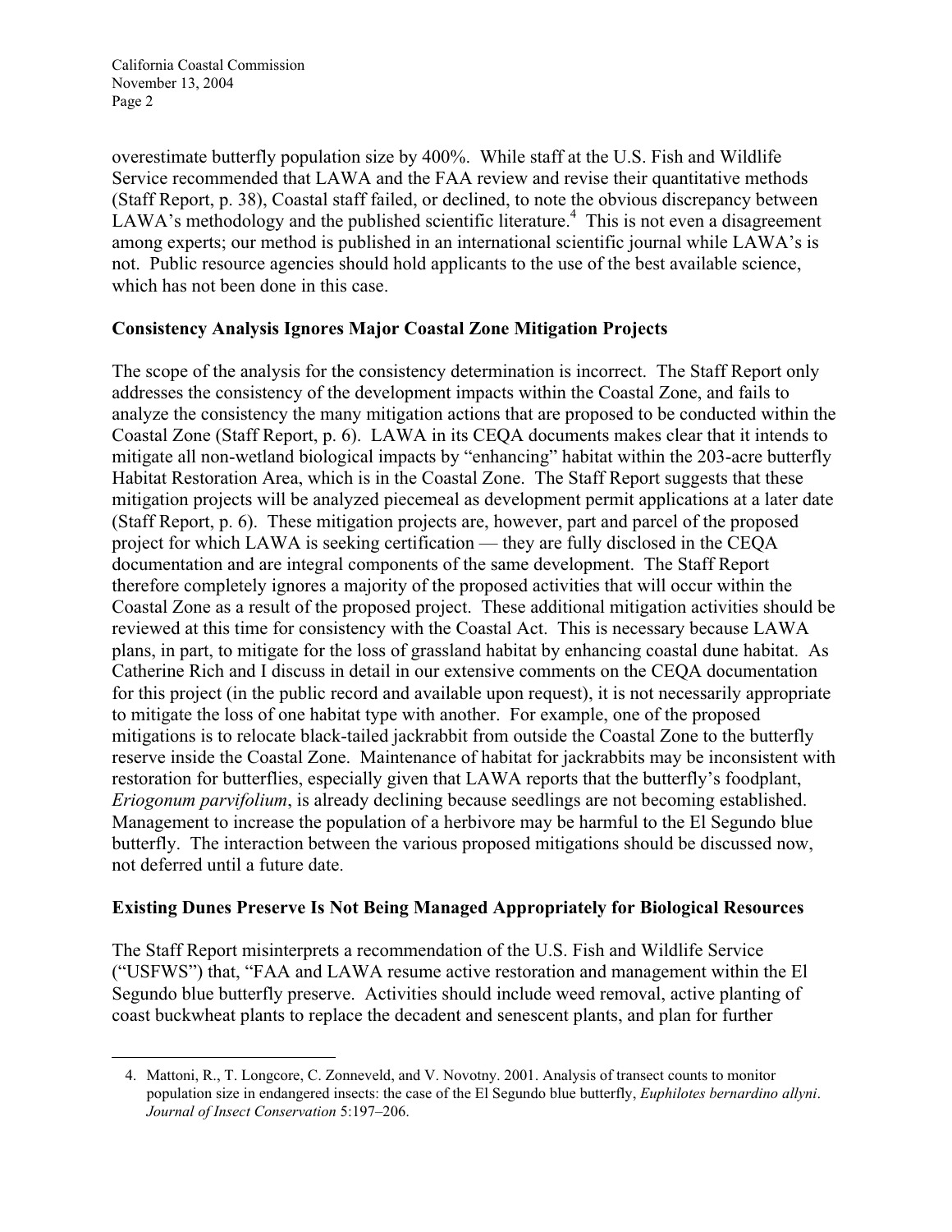overestimate butterfly population size by 400%. While staff at the U.S. Fish and Wildlife Service recommended that LAWA and the FAA review and revise their quantitative methods (Staff Report, p. 38), Coastal staff failed, or declined, to note the obvious discrepancy between LAWA's methodology and the published scientific literature.[4] This is not even a disagreement among experts; our method is published in an international scientific journal while LAWA's is not. Public resource agencies should hold applicants to the use of the best available science, which has not been done in this case.

**Consistency Analysis Ignores Major Coastal Zone Mitigation Projects**

The scope of the analysis for the consistency determination is incorrect. The Staff Report only addresses the consistency of the development impacts within the Coastal Zone, and fails to analyze the consistency the many mitigation actions that are proposed to be conducted within the Coastal Zone (Staff Report, p. 6). LAWA in its CEQA documents makes clear that it intends to mitigate all non-wetland biological impacts by "enhancing" habitat within the 203-acre butterfly Habitat Restoration Area, which is in the Coastal Zone. The Staff Report suggests that these mitigation projects will be analyzed piecemeal as development permit applications at a later date (Staff Report, p. 6). These mitigation projects are, however, part and parcel of the proposed project for which LAWA is seeking certification — they are fully disclosed in the CEQA documentation and are integral components of the same development. The Staff Report therefore completely ignores a majority of the proposed activities that will occur within the Coastal Zone as a result of the proposed project. These additional mitigation activities should be reviewed at this time for consistency with the Coastal Act. This is necessary because LAWA plans, in part, to mitigate for the loss of grassland habitat by enhancing coastal dune habitat. As Catherine Rich and I discuss in detail in our extensive comments on the CEQA documentation for this project (in the public record and available upon request), it is not necessarily appropriate to mitigate the loss of one habitat type with another. For example, one of the proposed mitigations is to relocate black-tailed jackrabbit from outside the Coastal Zone to the butterfly reserve inside the Coastal Zone. Maintenance of habitat for jackrabbits may be inconsistent with restoration for butterflies, especially given that LAWA reports that the butterfly's foodplant, *Eriogonum parvifolium*, is already declining because seedlings are not becoming established. Management to increase the population of a herbivore may be harmful to the El Segundo blue butterfly. The interaction between the various proposed mitigations should be discussed now, not deferred until a future date.

**Existing Dunes Preserve Is Not Being Managed Appropriately for Biological Resources**

The Staff Report misinterprets a recommendation of the U.S. Fish and Wildlife Service ("USFWS") that, "FAA and LAWA resume active restoration and management within the El Segundo blue butterfly preserve. Activities should include weed removal, active planting of coast buckwheat plants to replace the decadent and senescent plants, and plan for further

---

4. Mattoni, R., T. Longcore, C. Zonneveld, and V. Novotny. 2001. Analysis of transect counts to monitor population size in endangered insects: the case of the El Segundo blue butterfly, *Euphilotes bernardino allyni*. *Journal of Insect Conservation* 5:197–206.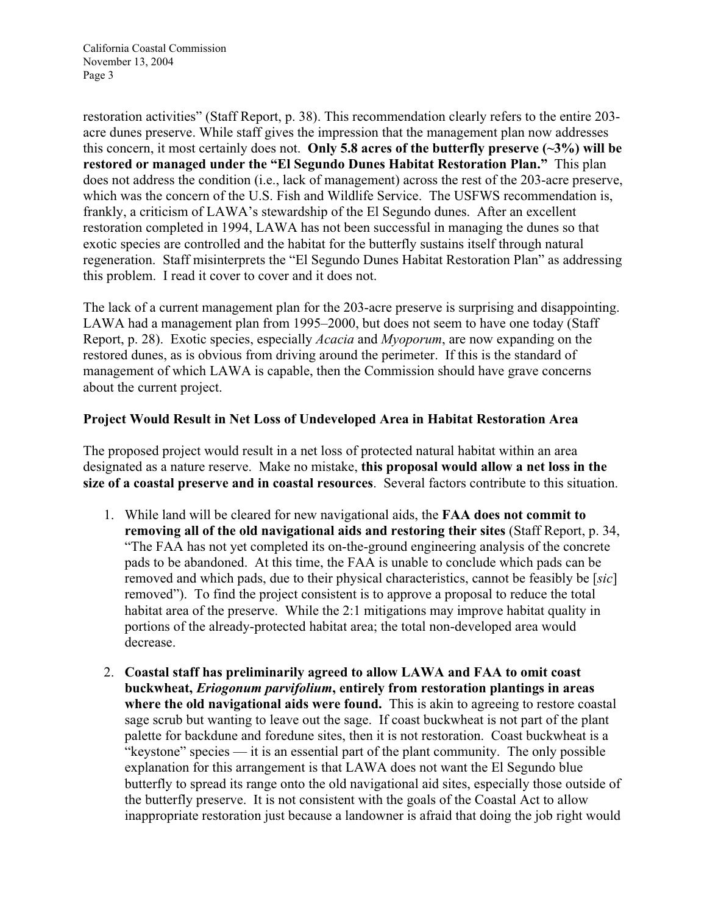restoration activities" (Staff Report, p. 38). This recommendation clearly refers to the entire 203-acre dunes preserve. While staff gives the impression that the management plan now addresses this concern, it most certainly does not. **Only 5.8 acres of the butterfly preserve (~3%) will be restored or managed under the "El Segundo Dunes Habitat Restoration Plan."** This plan does not address the condition (i.e., lack of management) across the rest of the 203-acre preserve, which was the concern of the U.S. Fish and Wildlife Service. The USFWS recommendation is, frankly, a criticism of LAWA's stewardship of the El Segundo dunes. After an excellent restoration completed in 1994, LAWA has not been successful in managing the dunes so that exotic species are controlled and the habitat for the butterfly sustains itself through natural regeneration. Staff misinterprets the "El Segundo Dunes Habitat Restoration Plan" as addressing this problem. I read it cover to cover and it does not.

The lack of a current management plan for the 203-acre preserve is surprising and disappointing. LAWA had a management plan from 1995–2000, but does not seem to have one today (Staff Report, p. 28). Exotic species, especially *Acacia* and *Myoporum*, are now expanding on the restored dunes, as is obvious from driving around the perimeter. If this is the standard of management of which LAWA is capable, then the Commission should have grave concerns about the current project.

**Project Would Result in Net Loss of Undeveloped Area in Habitat Restoration Area**

The proposed project would result in a net loss of protected natural habitat within an area designated as a nature reserve. Make no mistake, **this proposal would allow a net loss in the size of a coastal preserve and in coastal resources**. Several factors contribute to this situation.

1. While land will be cleared for new navigational aids, the **FAA does not commit to removing all of the old navigational aids and restoring their sites** (Staff Report, p. 34, "The FAA has not yet completed its on-the-ground engineering analysis of the concrete pads to be abandoned. At this time, the FAA is unable to conclude which pads can be removed and which pads, due to their physical characteristics, cannot be feasibly be [*sic*] removed"). To find the project consistent is to approve a proposal to reduce the total habitat area of the preserve. While the 2:1 mitigations may improve habitat quality in portions of the already-protected habitat area; the total non-developed area would decrease.

2. **Coastal staff has preliminarily agreed to allow LAWA and FAA to omit coast buckwheat, *Eriogonum parvifolium*, entirely from restoration plantings in areas where the old navigational aids were found.** This is akin to agreeing to restore coastal sage scrub but wanting to leave out the sage. If coast buckwheat is not part of the plant palette for backdune and foredune sites, then it is not restoration. Coast buckwheat is a "keystone" species — it is an essential part of the plant community. The only possible explanation for this arrangement is that LAWA does not want the El Segundo blue butterfly to spread its range onto the old navigational aid sites, especially those outside of the butterfly preserve. It is not consistent with the goals of the Coastal Act to allow inappropriate restoration just because a landowner is afraid that doing the job right would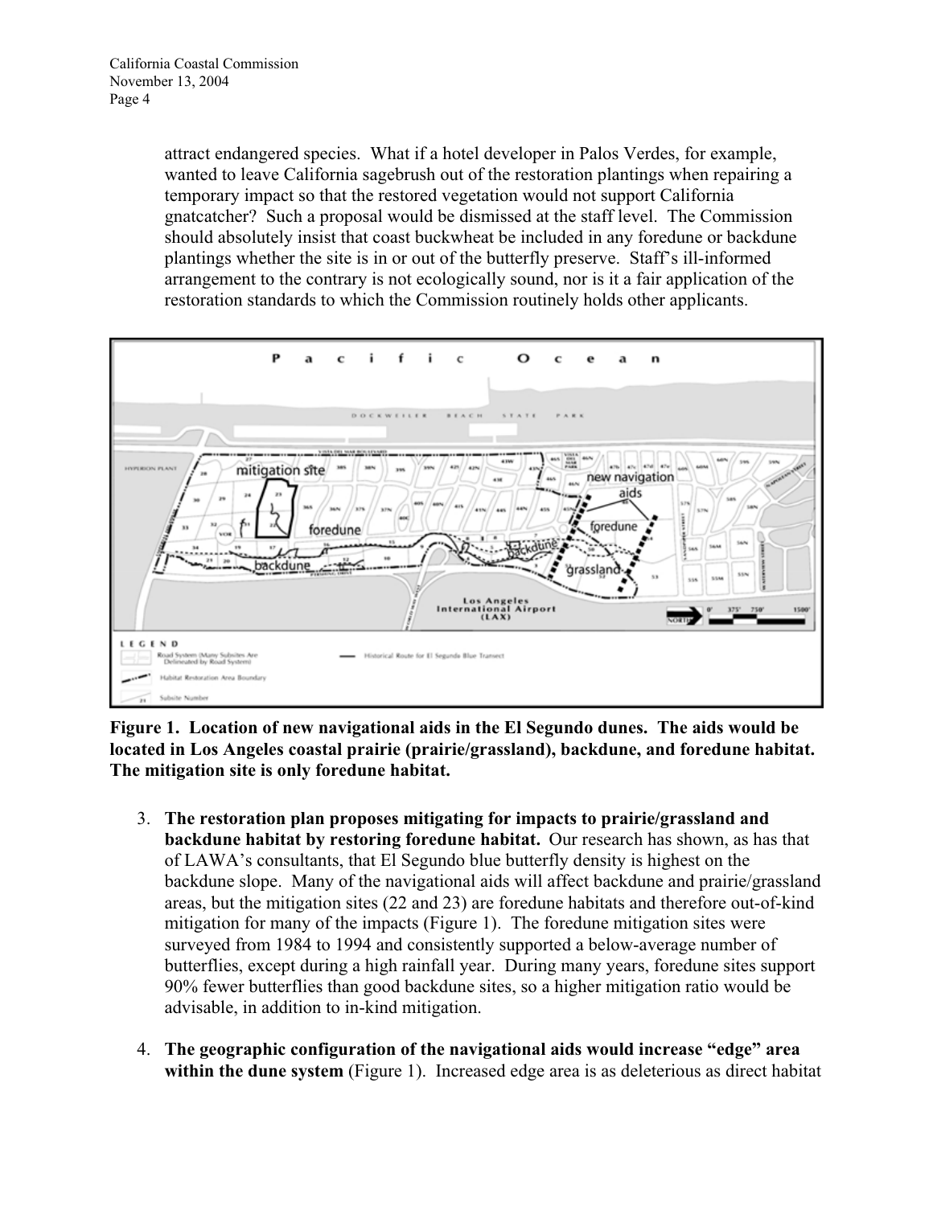attract endangered species. What if a hotel developer in Palos Verdes, for example, wanted to leave California sagebrush out of the restoration plantings when repairing a temporary impact so that the restored vegetation would not support California gnatcatcher? Such a proposal would be dismissed at the staff level. The Commission should absolutely insist that coast buckwheat be included in any foredune or backdune plantings whether the site is in or out of the butterfly preserve. Staff's ill-informed arrangement to the contrary is not ecologically sound, nor is it a fair application of the restoration standards to which the Commission routinely holds other applicants.

**Figure 1. Location of new navigational aids in the El Segundo dunes. The aids would be located in Los Angeles coastal prairie (prairie/grassland), backdune, and foredune habitat. The mitigation site is only foredune habitat.**

3. **The restoration plan proposes mitigating for impacts to prairie/grassland and backdune habitat by restoring foredune habitat.** Our research has shown, as has that of LAWA's consultants, that El Segundo blue butterfly density is highest on the backdune slope. Many of the navigational aids will affect backdune and prairie/grassland areas, but the mitigation sites (22 and 23) are foredune habitats and therefore out-of-kind mitigation for many of the impacts (Figure 1). The foredune mitigation sites were surveyed from 1984 to 1994 and consistently supported a below-average number of butterflies, except during a high rainfall year. During many years, foredune sites support 90% fewer butterflies than good backdune sites, so a higher mitigation ratio would be advisable, in addition to in-kind mitigation.

4. **The geographic configuration of the navigational aids would increase "edge" area within the dune system** (Figure 1). Increased edge area is as deleterious as direct habitat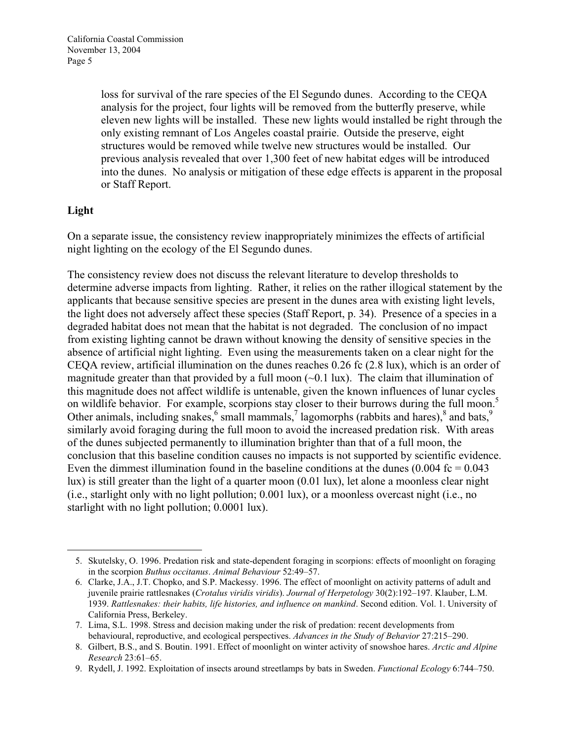loss for survival of the rare species of the El Segundo dunes. According to the CEQA analysis for the project, four lights will be removed from the butterfly preserve, while eleven new lights will be installed. These new lights would installed be right through the only existing remnant of Los Angeles coastal prairie. Outside the preserve, eight structures would be removed while twelve new structures would be installed. Our previous analysis revealed that over 1,300 feet of new habitat edges will be introduced into the dunes. No analysis or mitigation of these edge effects is apparent in the proposal or Staff Report.

**Light**

On a separate issue, the consistency review inappropriately minimizes the effects of artificial night lighting on the ecology of the El Segundo dunes.

The consistency review does not discuss the relevant literature to develop thresholds to determine adverse impacts from lighting. Rather, it relies on the rather illogical statement by the applicants that because sensitive species are present in the dunes area with existing light levels, the light does not adversely affect these species (Staff Report, p. 34). Presence of a species in a degraded habitat does not mean that the habitat is not degraded. The conclusion of no impact from existing lighting cannot be drawn without knowing the density of sensitive species in the absence of artificial night lighting. Even using the measurements taken on a clear night for the CEQA review, artificial illumination on the dunes reaches 0.26 fc (2.8 lux), which is an order of magnitude greater than that provided by a full moon (~0.1 lux). The claim that illumination of this magnitude does not affect wildlife is untenable, given the known influences of lunar cycles on wildlife behavior. For example, scorpions stay closer to their burrows during the full moon.[5] Other animals, including snakes,[6] small mammals,[7] lagomorphs (rabbits and hares),[8] and bats,[9] similarly avoid foraging during the full moon to avoid the increased predation risk. With areas of the dunes subjected permanently to illumination brighter than that of a full moon, the conclusion that this baseline condition causes no impacts is not supported by scientific evidence. Even the dimmest illumination found in the baseline conditions at the dunes (0.004 fc = 0.043 lux) is still greater than the light of a quarter moon (0.01 lux), let alone a moonless clear night (i.e., starlight only with no light pollution; 0.001 lux), or a moonless overcast night (i.e., no starlight with no light pollution; 0.0001 lux).

---

5. Skutelsky, O. 1996. Predation risk and state-dependent foraging in scorpions: effects of moonlight on foraging in the scorpion *Buthus occitanus*. *Animal Behaviour* 52:49–57.
6. Clarke, J.A., J.T. Chopko, and S.P. Mackessy. 1996. The effect of moonlight on activity patterns of adult and juvenile prairie rattlesnakes (*Crotalus viridis viridis*). *Journal of Herpetology* 30(2):192–197. Klauber, L.M. 1939. *Rattlesnakes: their habits, life histories, and influence on mankind*. Second edition. Vol. 1. University of California Press, Berkeley.
7. Lima, S.L. 1998. Stress and decision making under the risk of predation: recent developments from behavioural, reproductive, and ecological perspectives. *Advances in the Study of Behavior* 27:215–290.
8. Gilbert, B.S., and S. Boutin. 1991. Effect of moonlight on winter activity of snowshoe hares. *Arctic and Alpine Research* 23:61–65.
9. Rydell, J. 1992. Exploitation of insects around streetlamps by bats in Sweden. *Functional Ecology* 6:744–750.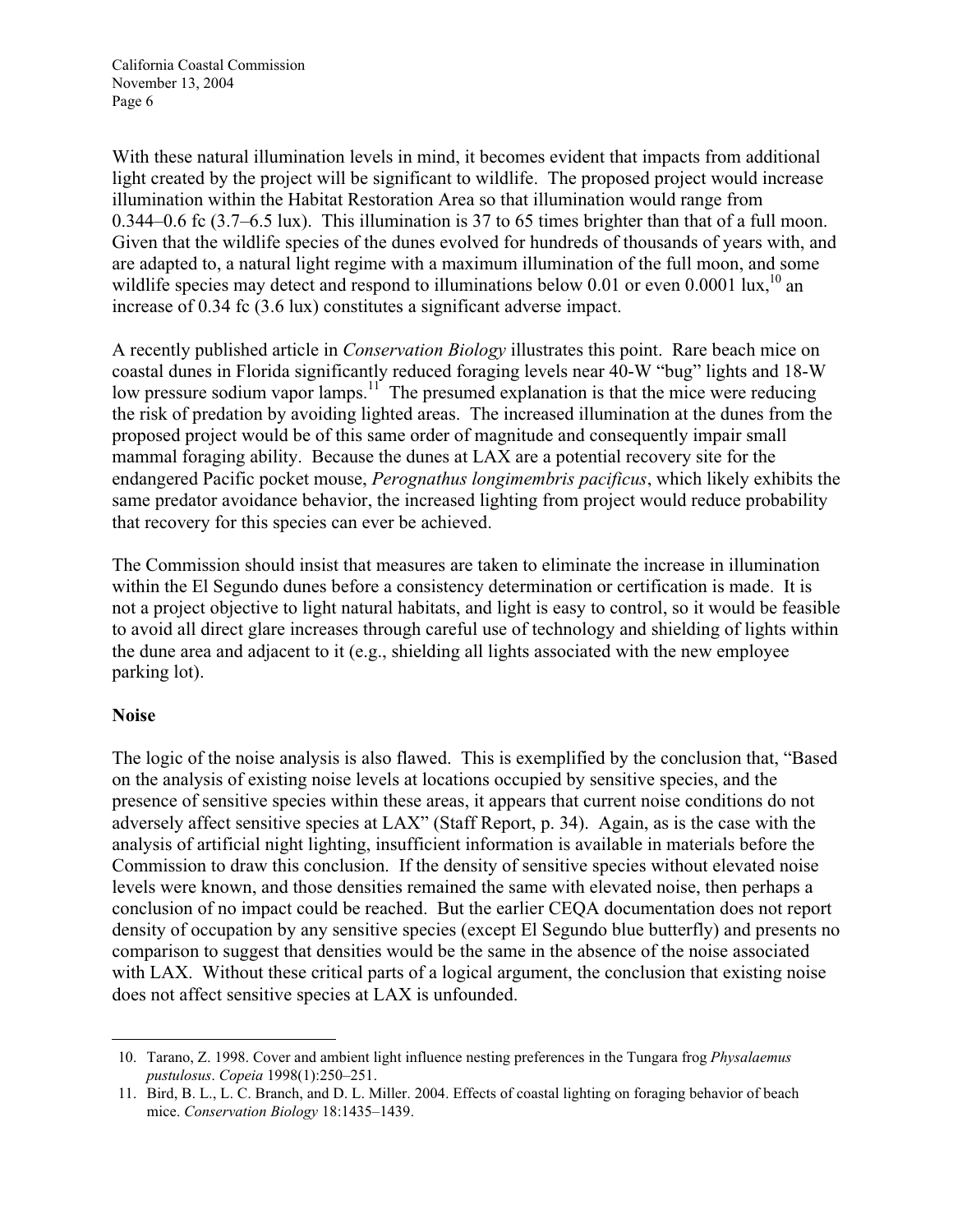With these natural illumination levels in mind, it becomes evident that impacts from additional light created by the project will be significant to wildlife. The proposed project would increase illumination within the Habitat Restoration Area so that illumination would range from 0.344–0.6 fc (3.7–6.5 lux). This illumination is 37 to 65 times brighter than that of a full moon. Given that the wildlife species of the dunes evolved for hundreds of thousands of years with, and are adapted to, a natural light regime with a maximum illumination of the full moon, and some wildlife species may detect and respond to illuminations below 0.01 or even 0.0001 lux,[10] an increase of 0.34 fc (3.6 lux) constitutes a significant adverse impact.

A recently published article in *Conservation Biology* illustrates this point. Rare beach mice on coastal dunes in Florida significantly reduced foraging levels near 40-W "bug" lights and 18-W low pressure sodium vapor lamps.[11] The presumed explanation is that the mice were reducing the risk of predation by avoiding lighted areas. The increased illumination at the dunes from the proposed project would be of this same order of magnitude and consequently impair small mammal foraging ability. Because the dunes at LAX are a potential recovery site for the endangered Pacific pocket mouse, *Perognathus longimembris pacificus*, which likely exhibits the same predator avoidance behavior, the increased lighting from project would reduce probability that recovery for this species can ever be achieved.

The Commission should insist that measures are taken to eliminate the increase in illumination within the El Segundo dunes before a consistency determination or certification is made. It is not a project objective to light natural habitats, and light is easy to control, so it would be feasible to avoid all direct glare increases through careful use of technology and shielding of lights within the dune area and adjacent to it (e.g., shielding all lights associated with the new employee parking lot).

**Noise**

The logic of the noise analysis is also flawed. This is exemplified by the conclusion that, "Based on the analysis of existing noise levels at locations occupied by sensitive species, and the presence of sensitive species within these areas, it appears that current noise conditions do not adversely affect sensitive species at LAX" (Staff Report, p. 34). Again, as is the case with the analysis of artificial night lighting, insufficient information is available in materials before the Commission to draw this conclusion. If the density of sensitive species without elevated noise levels were known, and those densities remained the same with elevated noise, then perhaps a conclusion of no impact could be reached. But the earlier CEQA documentation does not report density of occupation by any sensitive species (except El Segundo blue butterfly) and presents no comparison to suggest that densities would be the same in the absence of the noise associated with LAX. Without these critical parts of a logical argument, the conclusion that existing noise does not affect sensitive species at LAX is unfounded.

---

10. Tarano, Z. 1998. Cover and ambient light influence nesting preferences in the Tungara frog *Physalaemus pustulosus*. *Copeia* 1998(1):250–251.
11. Bird, B. L., L. C. Branch, and D. L. Miller. 2004. Effects of coastal lighting on foraging behavior of beach mice. *Conservation Biology* 18:1435–1439.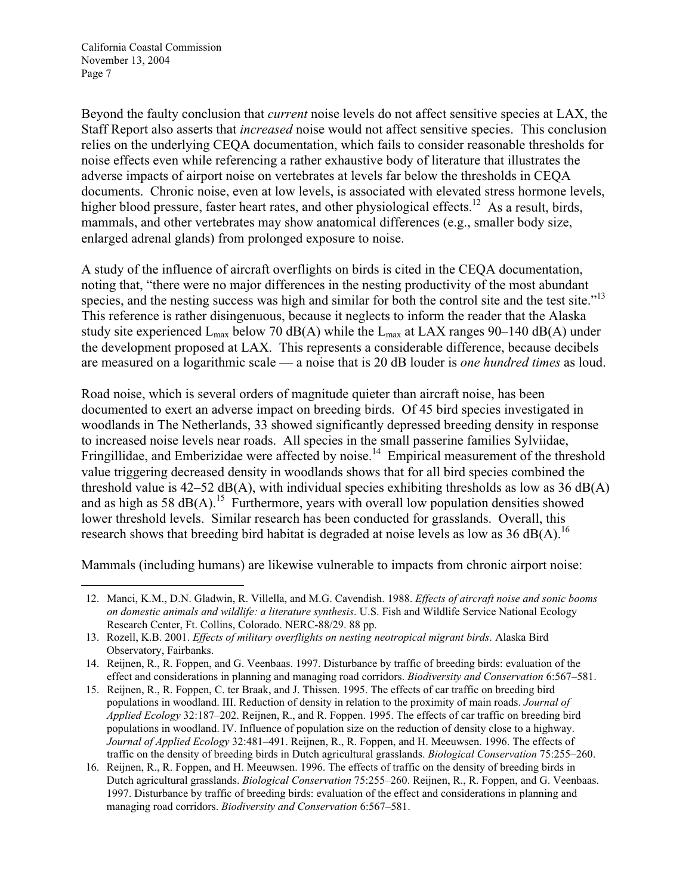Beyond the faulty conclusion that *current* noise levels do not affect sensitive species at LAX, the Staff Report also asserts that *increased* noise would not affect sensitive species. This conclusion relies on the underlying CEQA documentation, which fails to consider reasonable thresholds for noise effects even while referencing a rather exhaustive body of literature that illustrates the adverse impacts of airport noise on vertebrates at levels far below the thresholds in CEQA documents. Chronic noise, even at low levels, is associated with elevated stress hormone levels, higher blood pressure, faster heart rates, and other physiological effects.[12] As a result, birds, mammals, and other vertebrates may show anatomical differences (e.g., smaller body size, enlarged adrenal glands) from prolonged exposure to noise.

A study of the influence of aircraft overflights on birds is cited in the CEQA documentation, noting that, "there were no major differences in the nesting productivity of the most abundant species, and the nesting success was high and similar for both the control site and the test site."[13] This reference is rather disingenuous, because it neglects to inform the reader that the Alaska study site experienced $L_{max}$ below 70 dB(A) while the $L_{max}$ at LAX ranges 90–140 dB(A) under the development proposed at LAX. This represents a considerable difference, because decibels are measured on a logarithmic scale — a noise that is 20 dB louder is *one hundred times* as loud.

Road noise, which is several orders of magnitude quieter than aircraft noise, has been documented to exert an adverse impact on breeding birds. Of 45 bird species investigated in woodlands in The Netherlands, 33 showed significantly depressed breeding density in response to increased noise levels near roads. All species in the small passerine families Sylviidae, Fringillidae, and Emberizidae were affected by noise.[14] Empirical measurement of the threshold value triggering decreased density in woodlands shows that for all bird species combined the threshold value is 42–52 dB(A), with individual species exhibiting thresholds as low as 36 dB(A) and as high as 58 dB(A).[15] Furthermore, years with overall low population densities showed lower threshold levels. Similar research has been conducted for grasslands. Overall, this research shows that breeding bird habitat is degraded at noise levels as low as 36 dB(A).[16]

Mammals (including humans) are likewise vulnerable to impacts from chronic airport noise:

---

12. Manci, K.M., D.N. Gladwin, R. Villella, and M.G. Cavendish. 1988. *Effects of aircraft noise and sonic booms on domestic animals and wildlife: a literature synthesis*. U.S. Fish and Wildlife Service National Ecology Research Center, Ft. Collins, Colorado. NERC-88/29. 88 pp.
13. Rozell, K.B. 2001. *Effects of military overflights on nesting neotropical migrant birds*. Alaska Bird Observatory, Fairbanks.
14. Reijnen, R., R. Foppen, and G. Veenbaas. 1997. Disturbance by traffic of breeding birds: evaluation of the effect and considerations in planning and managing road corridors. *Biodiversity and Conservation* 6:567–581.
15. Reijnen, R., R. Foppen, C. ter Braak, and J. Thissen. 1995. The effects of car traffic on breeding bird populations in woodland. III. Reduction of density in relation to the proximity of main roads. *Journal of Applied Ecology* 32:187–202. Reijnen, R., and R. Foppen. 1995. The effects of car traffic on breeding bird populations in woodland. IV. Influence of population size on the reduction of density close to a highway. *Journal of Applied Ecology* 32:481–491. Reijnen, R., R. Foppen, and H. Meeuwsen. 1996. The effects of traffic on the density of breeding birds in Dutch agricultural grasslands. *Biological Conservation* 75:255–260.
16. Reijnen, R., R. Foppen, and H. Meeuwsen. 1996. The effects of traffic on the density of breeding birds in Dutch agricultural grasslands. *Biological Conservation* 75:255–260. Reijnen, R., R. Foppen, and G. Veenbaas. 1997. Disturbance by traffic of breeding birds: evaluation of the effect and considerations in planning and managing road corridors. *Biodiversity and Conservation* 6:567–581.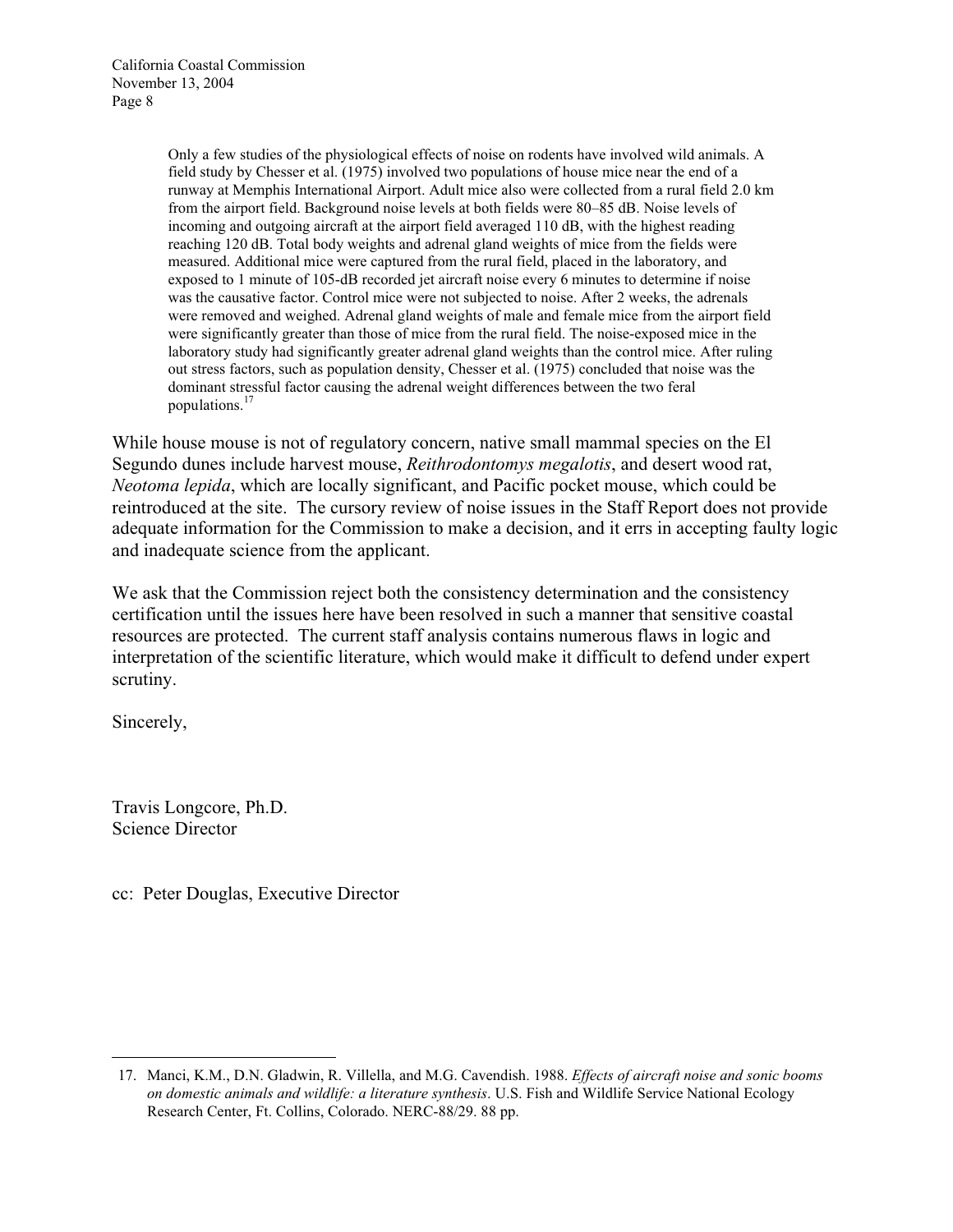> Only a few studies of the physiological effects of noise on rodents have involved wild animals. A field study by Chesser et al. (1975) involved two populations of house mice near the end of a runway at Memphis International Airport. Adult mice also were collected from a rural field 2.0 km from the airport field. Background noise levels at both fields were 80–85 dB. Noise levels of incoming and outgoing aircraft at the airport field averaged 110 dB, with the highest reading reaching 120 dB. Total body weights and adrenal gland weights of mice from the fields were measured. Additional mice were captured from the rural field, placed in the laboratory, and exposed to 1 minute of 105-dB recorded jet aircraft noise every 6 minutes to determine if noise was the causative factor. Control mice were not subjected to noise. After 2 weeks, the adrenals were removed and weighed. Adrenal gland weights of male and female mice from the airport field were significantly greater than those of mice from the rural field. The noise-exposed mice in the laboratory study had significantly greater adrenal gland weights than the control mice. After ruling out stress factors, such as population density, Chesser et al. (1975) concluded that noise was the dominant stressful factor causing the adrenal weight differences between the two feral populations.[17]

While house mouse is not of regulatory concern, native small mammal species on the El Segundo dunes include harvest mouse, *Reithrodontomys megalotis*, and desert wood rat, *Neotoma lepida*, which are locally significant, and Pacific pocket mouse, which could be reintroduced at the site. The cursory review of noise issues in the Staff Report does not provide adequate information for the Commission to make a decision, and it errs in accepting faulty logic and inadequate science from the applicant.

We ask that the Commission reject both the consistency determination and the consistency certification until the issues here have been resolved in such a manner that sensitive coastal resources are protected. The current staff analysis contains numerous flaws in logic and interpretation of the scientific literature, which would make it difficult to defend under expert scrutiny.

Sincerely,

Travis Longcore, Ph.D.
Science Director

cc: Peter Douglas, Executive Director

---

17. Manci, K.M., D.N. Gladwin, R. Villella, and M.G. Cavendish. 1988. *Effects of aircraft noise and sonic booms on domestic animals and wildlife: a literature synthesis*. U.S. Fish and Wildlife Service National Ecology Research Center, Ft. Collins, Colorado. NERC-88/29. 88 pp.